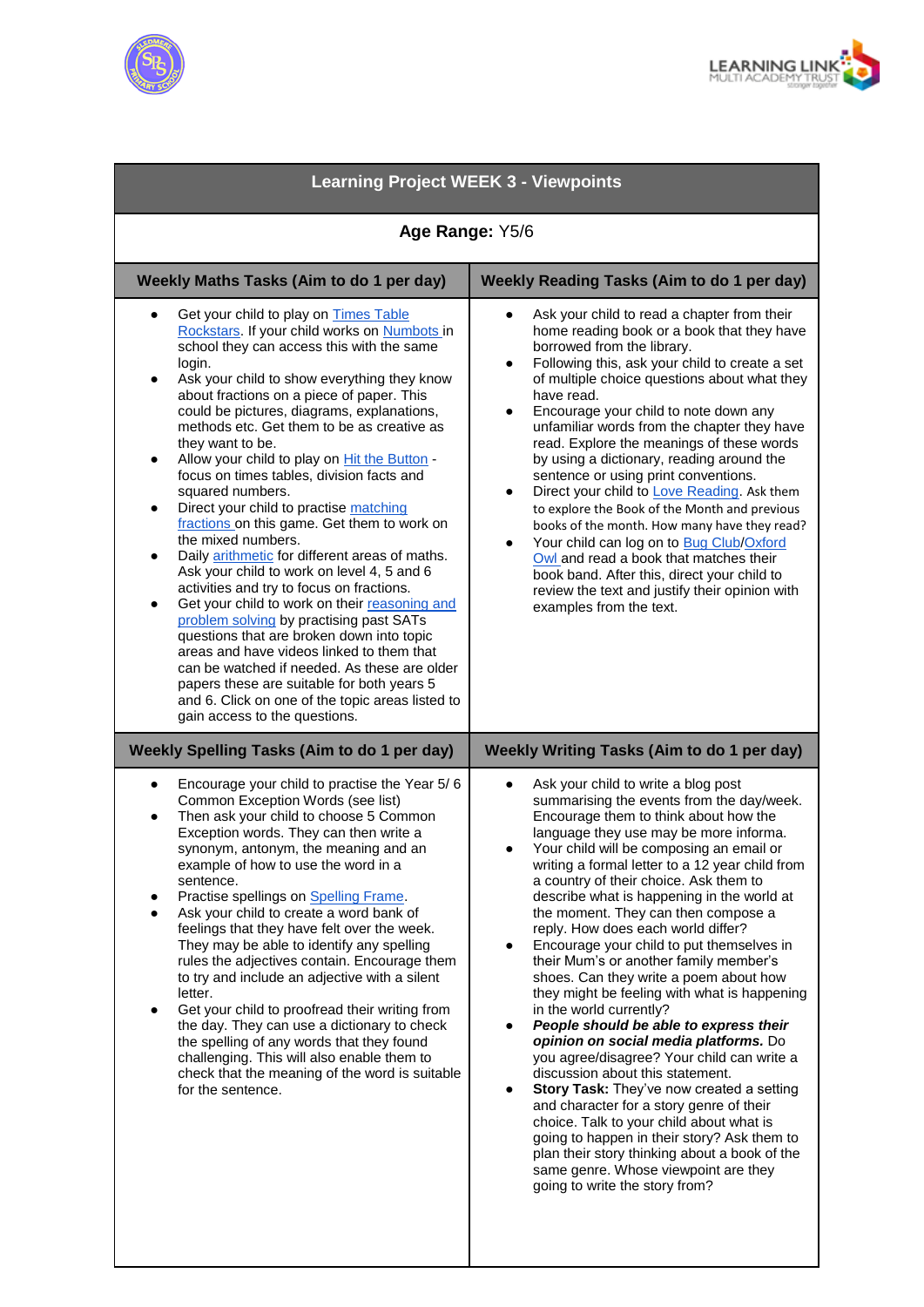# Learning Project WEEK 3 - Viewpoints

**Age Range:** Y5/6

## Weekly Maths Tasks (Aim to do 1 per day)

- Get your child to play on Times Table Rockstars. If your child works on Numbots in school they can access this with the same login.
- Ask your child to show everything they know about fractions on a piece of paper. This could be pictures, diagrams, explanations, methods etc. Get them to be as creative as they want to be.
- Allow your child to play on Hit the Button - focus on times tables, division facts and squared numbers.
- Direct your child to practise matching fractions on this game. Get them to work on the mixed numbers.
- Daily arithmetic for different areas of maths. Ask your child to work on level 4, 5 and 6 activities and try to focus on fractions.
- Get your child to work on their reasoning and problem solving by practising past SATs questions that are broken down into topic areas and have videos linked to them that can be watched if needed. As these are older papers these are suitable for both years 5 and 6. Click on one of the topic areas listed to gain access to the questions.

## Weekly Reading Tasks (Aim to do 1 per day)

- Ask your child to read a chapter from their home reading book or a book that they have borrowed from the library.
- Following this, ask your child to create a set of multiple choice questions about what they have read.
- Encourage your child to note down any unfamiliar words from the chapter they have read. Explore the meanings of these words by using a dictionary, reading around the sentence or using print conventions.
- Direct your child to Love Reading. Ask them to explore the Book of the Month and previous books of the month. How many have they read?
- Your child can log on to Bug Club/Oxford Owl and read a book that matches their book band. After this, direct your child to review the text and justify their opinion with examples from the text.

## Weekly Spelling Tasks (Aim to do 1 per day)

- Encourage your child to practise the Year 5/ 6 Common Exception Words (see list)
- Then ask your child to choose 5 Common Exception words. They can then write a synonym, antonym, the meaning and an example of how to use the word in a sentence.
- Practise spellings on Spelling Frame.
- Ask your child to create a word bank of feelings that they have felt over the week. They may be able to identify any spelling rules the adjectives contain. Encourage them to try and include an adjective with a silent letter.
- Get your child to proofread their writing from the day. They can use a dictionary to check the spelling of any words that they found challenging. This will also enable them to check that the meaning of the word is suitable for the sentence.

## Weekly Writing Tasks (Aim to do 1 per day)

- Ask your child to write a blog post summarising the events from the day/week. Encourage them to think about how the language they use may be more informa.
- Your child will be composing an email or writing a formal letter to a 12 year child from a country of their choice. Ask them to describe what is happening in the world at the moment. They can then compose a reply. How does each world differ?
- Encourage your child to put themselves in their Mum's or another family member's shoes. Can they write a poem about how they might be feeling with what is happening in the world currently?
- ***People should be able to express their opinion on social media platforms.*** Do you agree/disagree? Your child can write a discussion about this statement.
- **Story Task:** They've now created a setting and character for a story genre of their choice. Talk to your child about what is going to happen in their story? Ask them to plan their story thinking about a book of the same genre. Whose viewpoint are they going to write the story from?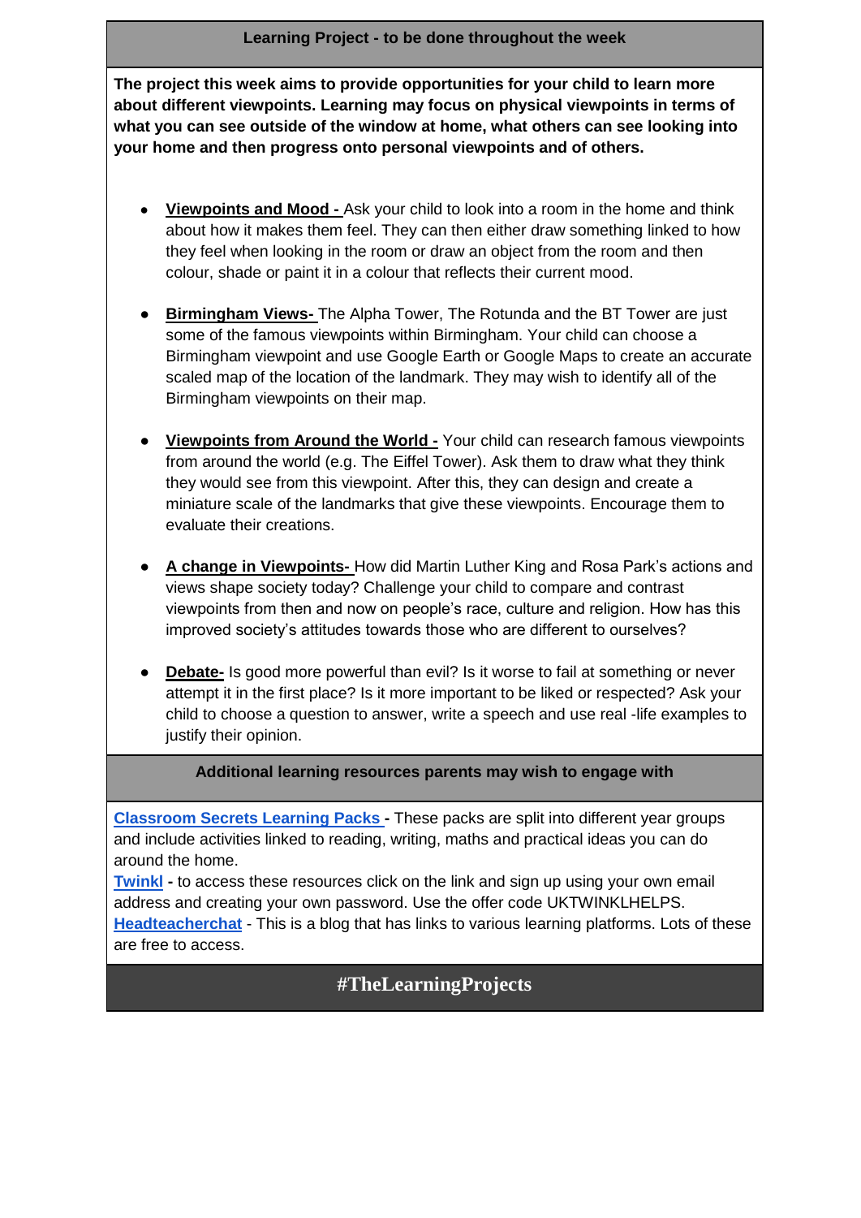## Learning Project - to be done throughout the week

**The project this week aims to provide opportunities for your child to learn more about different viewpoints. Learning may focus on physical viewpoints in terms of what you can see outside of the window at home, what others can see looking into your home and then progress onto personal viewpoints and of others.**

- **Viewpoints and Mood -** Ask your child to look into a room in the home and think about how it makes them feel. They can then either draw something linked to how they feel when looking in the room or draw an object from the room and then colour, shade or paint it in a colour that reflects their current mood.
- **Birmingham Views-** The Alpha Tower, The Rotunda and the BT Tower are just some of the famous viewpoints within Birmingham. Your child can choose a Birmingham viewpoint and use Google Earth or Google Maps to create an accurate scaled map of the location of the landmark. They may wish to identify all of the Birmingham viewpoints on their map.
- **Viewpoints from Around the World -** Your child can research famous viewpoints from around the world (e.g. The Eiffel Tower). Ask them to draw what they think they would see from this viewpoint. After this, they can design and create a miniature scale of the landmarks that give these viewpoints. Encourage them to evaluate their creations.
- **A change in Viewpoints-** How did Martin Luther King and Rosa Park's actions and views shape society today? Challenge your child to compare and contrast viewpoints from then and now on people's race, culture and religion. How has this improved society's attitudes towards those who are different to ourselves?
- **Debate-** Is good more powerful than evil? Is it worse to fail at something or never attempt it in the first place? Is it more important to be liked or respected? Ask your child to choose a question to answer, write a speech and use real -life examples to justify their opinion.

## Additional learning resources parents may wish to engage with

**Classroom Secrets Learning Packs -** These packs are split into different year groups and include activities linked to reading, writing, maths and practical ideas you can do around the home.
**Twinkl -** to access these resources click on the link and sign up using your own email address and creating your own password. Use the offer code UKTWINKLHELPS.
**Headteacherchat** - This is a blog that has links to various learning platforms. Lots of these are free to access.

**#TheLearningProjects**